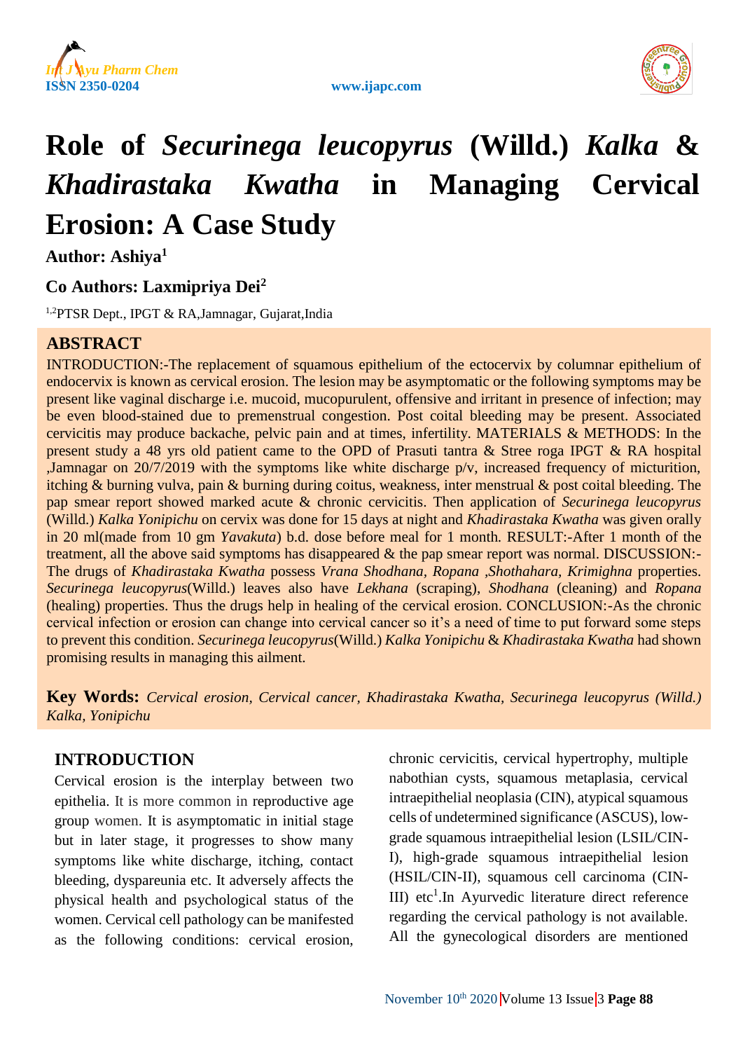# Role of *Securinega leucopyrus* (Willd.) *Kalka* & *Khadirastaka Kwatha* in Managing Cervical Erosion: A Case Study

**Author: Ashiya[1]**

**Co Authors: Laxmipriya Dei[2]**

[1,2]PTSR Dept., IPGT & RA,Jamnagar, Gujarat,India

## ABSTRACT

INTRODUCTION:-The replacement of squamous epithelium of the ectocervix by columnar epithelium of endocervix is known as cervical erosion. The lesion may be asymptomatic or the following symptoms may be present like vaginal discharge i.e. mucoid, mucopurulent, offensive and irritant in presence of infection; may be even blood-stained due to premenstrual congestion. Post coital bleeding may be present. Associated cervicitis may produce backache, pelvic pain and at times, infertility. MATERIALS & METHODS: In the present study a 48 yrs old patient came to the OPD of Prasuti tantra & Stree roga IPGT & RA hospital ,Jamnagar on 20/7/2019 with the symptoms like white discharge p/v, increased frequency of micturition, itching & burning vulva, pain & burning during coitus, weakness, inter menstrual & post coital bleeding. The pap smear report showed marked acute & chronic cervicitis. Then application of *Securinega leucopyrus* (Willd.) *Kalka Yonipichu* on cervix was done for 15 days at night and *Khadirastaka Kwatha* was given orally in 20 ml(made from 10 gm *Yavakuta*) b.d. dose before meal for 1 month. RESULT:-After 1 month of the treatment, all the above said symptoms has disappeared & the pap smear report was normal. DISCUSSION:-The drugs of *Khadirastaka Kwatha* possess *Vrana Shodhana, Ropana ,Shothahara, Krimighna* properties. *Securinega leucopyrus*(Willd.) leaves also have *Lekhana* (scraping), *Shodhana* (cleaning) and *Ropana* (healing) properties. Thus the drugs help in healing of the cervical erosion. CONCLUSION:-As the chronic cervical infection or erosion can change into cervical cancer so it's a need of time to put forward some steps to prevent this condition. *Securinega leucopyrus*(Willd.) *Kalka Yonipichu* & *Khadirastaka Kwatha* had shown promising results in managing this ailment.

**Key Words:** *Cervical erosion, Cervical cancer, Khadirastaka Kwatha, Securinega leucopyrus (Willd.) Kalka, Yonipichu*

## INTRODUCTION

Cervical erosion is the interplay between two epithelia. It is more common in reproductive age group women. It is asymptomatic in initial stage but in later stage, it progresses to show many symptoms like white discharge, itching, contact bleeding, dyspareunia etc. It adversely affects the physical health and psychological status of the women. Cervical cell pathology can be manifested as the following conditions: cervical erosion, chronic cervicitis, cervical hypertrophy, multiple nabothian cysts, squamous metaplasia, cervical intraepithelial neoplasia (CIN), atypical squamous cells of undetermined significance (ASCUS), low-grade squamous intraepithelial lesion (LSIL/CIN-I), high-grade squamous intraepithelial lesion (HSIL/CIN-II), squamous cell carcinoma (CIN-III) etc[1].In Ayurvedic literature direct reference regarding the cervical pathology is not available. All the gynecological disorders are mentioned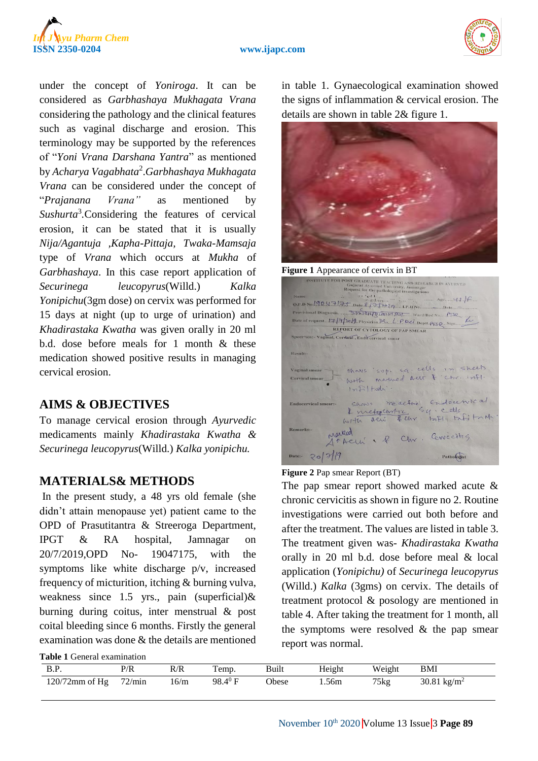under the concept of *Yoniroga*. It can be considered as *Garbhashaya Mukhagata Vrana* considering the pathology and the clinical features such as vaginal discharge and erosion. This terminology may be supported by the references of "*Yoni Vrana Darshana Yantra*" as mentioned by *Acharya Vagabhata*[2].*Garbhashaya Mukhagata Vrana* can be considered under the concept of "*Prajanana Vrana"* as mentioned by *Sushurta*[3].Considering the features of cervical erosion, it can be stated that it is usually *Nija/Agantuja ,Kapha-Pittaja, Twaka-Mamsaja* type of *Vrana* which occurs at *Mukha* of *Garbhashaya*. In this case report application of *Securinega leucopyrus*(Willd.) *Kalka Yonipichu*(3gm dose) on cervix was performed for 15 days at night (up to urge of urination) and *Khadirastaka Kwatha* was given orally in 20 ml b.d. dose before meals for 1 month & these medication showed positive results in managing cervical erosion.

## AIMS & OBJECTIVES

To manage cervical erosion through *Ayurvedic* medicaments mainly *Khadirastaka Kwatha & Securinega leucopyrus*(Willd.) *Kalka yonipichu.*

## MATERIALS& METHODS

In the present study, a 48 yrs old female (she didn't attain menopause yet) patient came to the OPD of Prasutitantra & Streeroga Department, IPGT & RA hospital, Jamnagar on 20/7/2019,OPD No- 19047175, with the symptoms like white discharge p/v, increased frequency of micturition, itching & burning vulva, weakness since 1.5 yrs., pain (superficial)& burning during coitus, inter menstrual & post coital bleeding since 6 months. Firstly the general examination was done & the details are mentioned in table 1. Gynaecological examination showed the signs of inflammation & cervical erosion. The details are shown in table 2& figure 1.

**Figure 1** Appearance of cervix in BT

**Figure 2** Pap smear Report (BT)

The pap smear report showed marked acute & chronic cervicitis as shown in figure no 2. Routine investigations were carried out both before and after the treatment. The values are listed in table 3. The treatment given was- *Khadirastaka Kwatha* orally in 20 ml b.d. dose before meal & local application (*Yonipichu)* of *Securinega leucopyrus* (Willd.) *Kalka* (3gms) on cervix. The details of treatment protocol & posology are mentioned in table 4. After taking the treatment for 1 month, all the symptoms were resolved & the pap smear report was normal.

**Table 1** General examination

| B.P. | P/R | R/R | Temp. | Built | Height | Weight | BMI |
|---|---|---|---|---|---|---|---|
| 120/72mm of Hg | 72/min | 16/m | 98.4$^0$ F | Obese | 1.56m | 75kg | 30.81 kg/m$^2$ |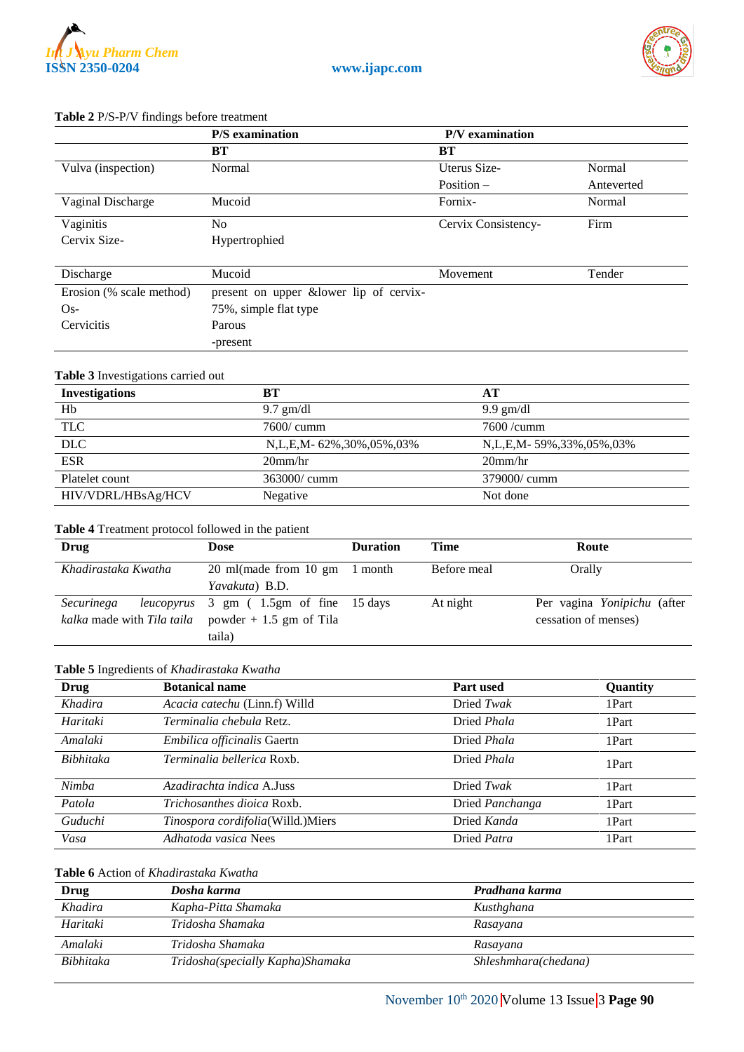**Table 2** P/S-P/V findings before treatment

| | P/S examination | P/V examination | |
|---|---|---|---|
| | **BT** | **BT** | |
| Vulva (inspection) | Normal | Uterus Size-<br>Position – | Normal<br>Anteverted |
| Vaginal Discharge | Mucoid | Fornix- | Normal |
| Vaginitis<br>Cervix Size- | No<br>Hypertrophied | Cervix Consistency- | Firm |
| Discharge | Mucoid | Movement | Tender |
| Erosion (% scale method)<br>Os-<br>Cervicitis | present on upper &lower lip of cervix-75%, simple flat type<br>Parous<br>-present | | |

**Table 3** Investigations carried out

| Investigations | BT | AT |
|---|---|---|
| Hb | 9.7 gm/dl | 9.9 gm/dl |
| TLC | 7600/ cumm | 7600 /cumm |
| DLC | N,L,E,M- 62%,30%,05%,03% | N,L,E,M- 59%,33%,05%,03% |
| ESR | 20mm/hr | 20mm/hr |
| Platelet count | 363000/ cumm | 379000/ cumm |
| HIV/VDRL/HBsAg/HCV | Negative | Not done |

**Table 4** Treatment protocol followed in the patient

| Drug | Dose | Duration | Time | Route |
|---|---|---|---|---|
| *Khadirastaka Kwatha* | 20 ml(made from 10 gm *Yavakuta*) B.D. | 1 month | Before meal | Orally |
| *Securinega leucopyrus kalka* made with *Tila taila* | 3 gm ( 1.5gm of fine powder + 1.5 gm of Tila taila) | 15 days | At night | Per vagina *Yonipichu* (after cessation of menses) |

**Table 5** Ingredients of *Khadirastaka Kwatha*

| Drug | Botanical name | Part used | Quantity |
|---|---|---|---|
| *Khadira* | *Acacia catechu* (Linn.f) Willd | Dried *Twak* | 1Part |
| *Haritaki* | *Terminalia chebula* Retz. | Dried *Phala* | 1Part |
| *Amalaki* | *Embilica officinalis* Gaertn | Dried *Phala* | 1Part |
| *Bibhitaka* | *Terminalia bellerica* Roxb. | Dried *Phala* | 1Part |
| *Nimba* | *Azadirachta indica* A.Juss | Dried *Twak* | 1Part |
| *Patola* | *Trichosanthes dioica* Roxb. | Dried *Panchanga* | 1Part |
| *Guduchi* | *Tinospora cordifolia*(Willd.)Miers | Dried *Kanda* | 1Part |
| *Vasa* | *Adhatoda vasica* Nees | Dried *Patra* | 1Part |

**Table 6** Action of *Khadirastaka Kwatha*

| Drug | *Dosha karma* | *Pradhana karma* |
|---|---|---|
| *Khadira* | *Kapha-Pitta Shamaka* | *Kusthghana* |
| *Haritaki* | *Tridosha Shamaka* | *Rasayana* |
| *Amalaki* | *Tridosha Shamaka* | *Rasayana* |
| *Bibhitaka* | *Tridosha(specially Kapha)Shamaka* | *Shleshmhara(chedana)* |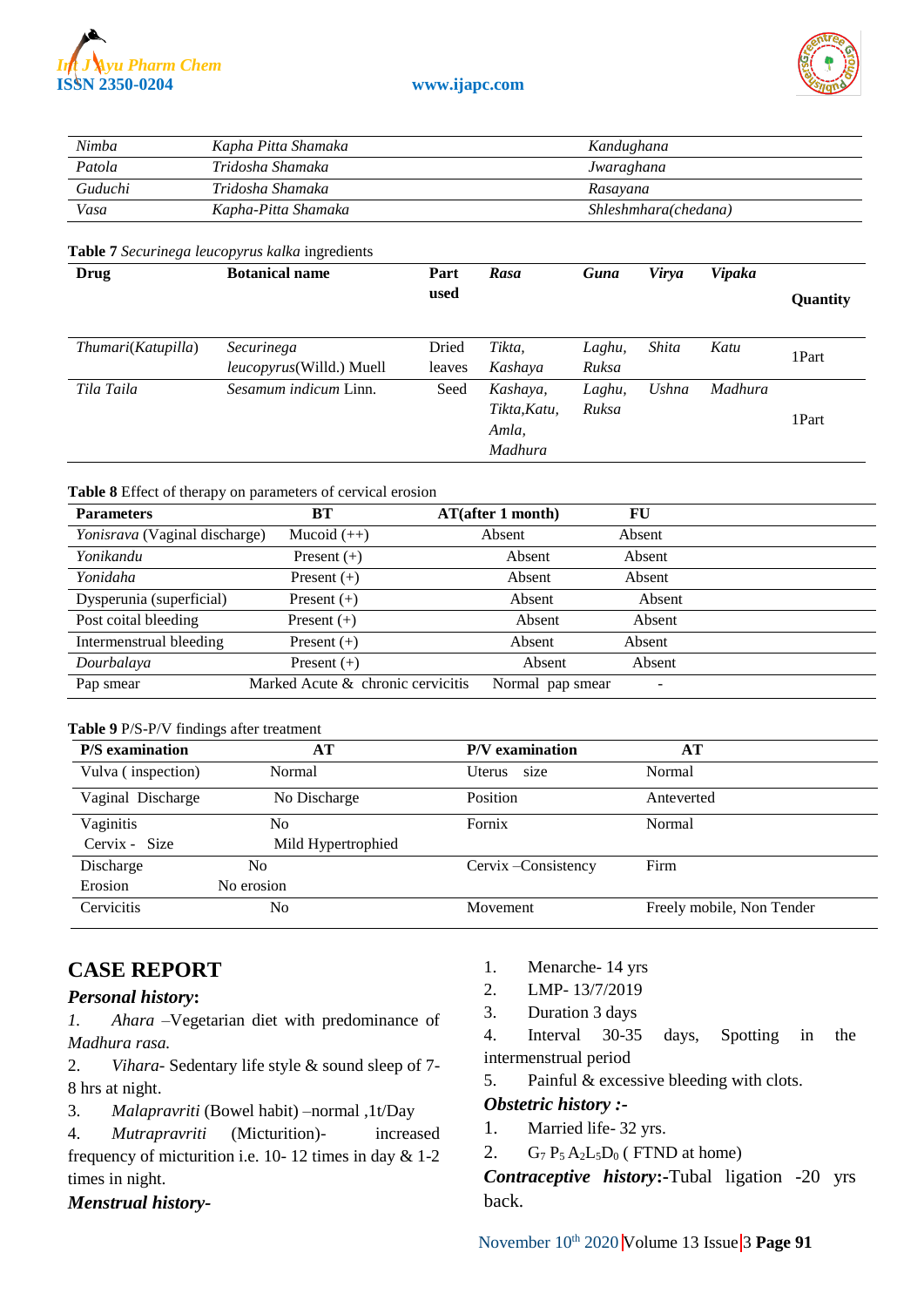| | | |
|---|---|---|
| *Nimba* | *Kapha Pitta Shamaka* | *Kandughana* |
| *Patola* | *Tridosha Shamaka* | *Jwaraghana* |
| *Guduchi* | *Tridosha Shamaka* | *Rasayana* |
| *Vasa* | *Kapha-Pitta Shamaka* | *Shleshmhara(chedana)* |

**Table 7** *Securinega leucopyrus kalka* ingredients

| Drug | Botanical name | Part used | *Rasa* | *Guna* | *Virya* | *Vipaka* | Quantity |
|---|---|---|---|---|---|---|---|
| *Thumari*(*Katupilla*) | *Securinega leucopyrus*(Willd.) Muell | Dried leaves | *Tikta, Kashaya* | *Laghu, Ruksa* | *Shita* | *Katu* | 1Part |
| *Tila Taila* | *Sesamum indicum* Linn. | Seed | *Kashaya, Tikta,Katu, Amla, Madhura* | *Laghu, Ruksa* | *Ushna* | *Madhura* | 1Part |

**Table 8** Effect of therapy on parameters of cervical erosion

| Parameters | BT | AT(after 1 month) | FU |
|---|---|---|---|
| *Yonisrava* (Vaginal discharge) | Mucoid (++) | Absent | Absent |
| *Yonikandu* | Present (+) | Absent | Absent |
| *Yonidaha* | Present (+) | Absent | Absent |
| Dysperunia (superficial) | Present (+) | Absent | Absent |
| Post coital bleeding | Present (+) | Absent | Absent |
| Intermenstrual bleeding | Present (+) | Absent | Absent |
| *Dourbalaya* | Present (+) | Absent | Absent |
| Pap smear | Marked Acute & chronic cervicitis | Normal pap smear | - |

**Table 9** P/S-P/V findings after treatment

| P/S examination | AT | P/V examination | AT |
|---|---|---|---|
| Vulva ( inspection) | Normal | Uterus size | Normal |
| Vaginal Discharge | No Discharge | Position | Anteverted |
| Vaginitis | No | Fornix | Normal |
| Cervix - Size | Mild Hypertrophied | | |
| Discharge | No | Cervix –Consistency | Firm |
| Erosion | No erosion | | |
| Cervicitis | No | Movement | Freely mobile, Non Tender |

## CASE REPORT

### *Personal history*:

1. *Ahara* –Vegetarian diet with predominance of *Madhura rasa.*
2. *Vihara*- Sedentary life style & sound sleep of 7-8 hrs at night.
3. *Malapravriti* (Bowel habit) –normal ,1t/Day
4. *Mutrapravriti* (Micturition)- increased frequency of micturition i.e. 10- 12 times in day & 1-2 times in night.

### *Menstrual history-*

1. Menarche- 14 yrs
2. LMP- 13/7/2019
3. Duration 3 days
4. Interval 30-35 days, Spotting in the intermenstrual period
5. Painful & excessive bleeding with clots.

### *Obstetric history :-*

1. Married life- 32 yrs.
2. $G_7$ $P_5$ $A_2L_5D_0$ ( FTND at home)

***Contraceptive history*:**-Tubal ligation -20 yrs back.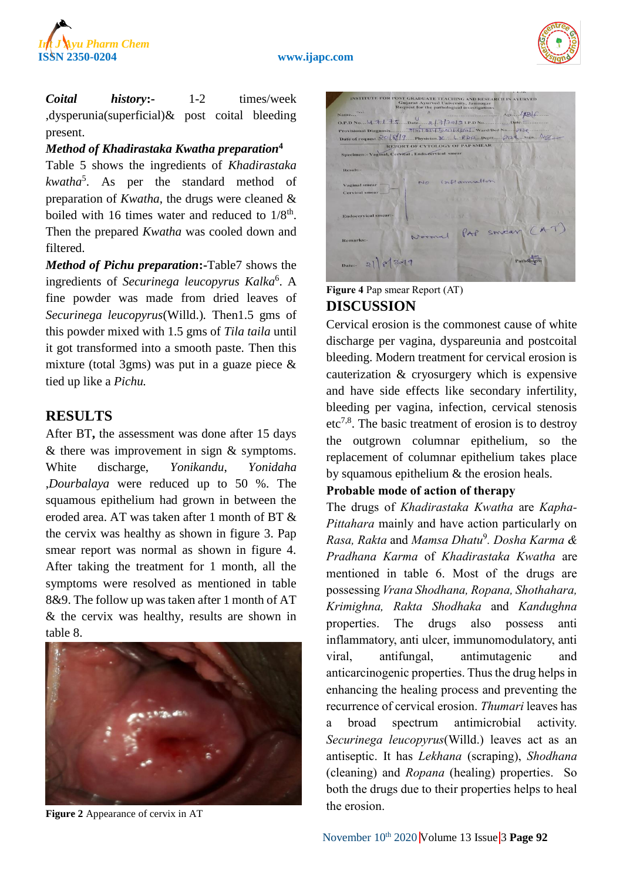***Coital history:-*** 1-2 times/week ,dysperunia(superficial)& post coital bleeding present.

***Method of Khadirastaka Kwatha preparation***[4]

Table 5 shows the ingredients of *Khadirastaka kwatha*[5]. As per the standard method of preparation of *Kwatha*, the drugs were cleaned & boiled with 16 times water and reduced to 1/8$^{th}$. Then the prepared *Kwatha* was cooled down and filtered.

***Method of Pichu preparation*:-**Table7 shows the ingredients of *Securinega leucopyrus Kalka*[6]. A fine powder was made from dried leaves of *Securinega leucopyrus*(Willd.). Then1.5 gms of this powder mixed with 1.5 gms of *Tila taila* until it got transformed into a smooth paste. Then this mixture (total 3gms) was put in a guaze piece & tied up like a *Pichu.*

## RESULTS

After BT**,** the assessment was done after 15 days & there was improvement in sign & symptoms. White discharge, *Yonikandu*, *Yonidaha* ,*Dourbalaya* were reduced up to 50 %. The squamous epithelium had grown in between the eroded area. AT was taken after 1 month of BT & the cervix was healthy as shown in figure 3. Pap smear report was normal as shown in figure 4. After taking the treatment for 1 month, all the symptoms were resolved as mentioned in table 8&9. The follow up was taken after 1 month of AT & the cervix was healthy, results are shown in table 8.

**Figure 2** Appearance of cervix in AT

**Figure 4** Pap smear Report (AT)

## DISCUSSION

Cervical erosion is the commonest cause of white discharge per vagina, dyspareunia and postcoital bleeding. Modern treatment for cervical erosion is cauterization & cryosurgery which is expensive and have side effects like secondary infertility, bleeding per vagina, infection, cervical stenosis etc[7,8]. The basic treatment of erosion is to destroy the outgrown columnar epithelium, so the replacement of columnar epithelium takes place by squamous epithelium & the erosion heals.

**Probable mode of action of therapy**

The drugs of *Khadirastaka Kwatha* are *Kapha-Pittahara* mainly and have action particularly on *Rasa, Rakta* and *Mamsa Dhatu*[9]. *Dosha Karma & Pradhana Karma* of *Khadirastaka Kwatha* are mentioned in table 6. Most of the drugs are possessing *Vrana Shodhana, Ropana, Shothahara, Krimighna, Rakta Shodhaka* and *Kandughna* properties. The drugs also possess anti inflammatory, anti ulcer, immunomodulatory, anti viral, antifungal, antimutagenic and anticarcinogenic properties. Thus the drug helps in enhancing the healing process and preventing the recurrence of cervical erosion. *Thumari* leaves has a broad spectrum antimicrobial activity. *Securinega leucopyrus*(Willd.) leaves act as an antiseptic. It has *Lekhana* (scraping), *Shodhana* (cleaning) and *Ropana* (healing) properties. So both the drugs due to their properties helps to heal the erosion.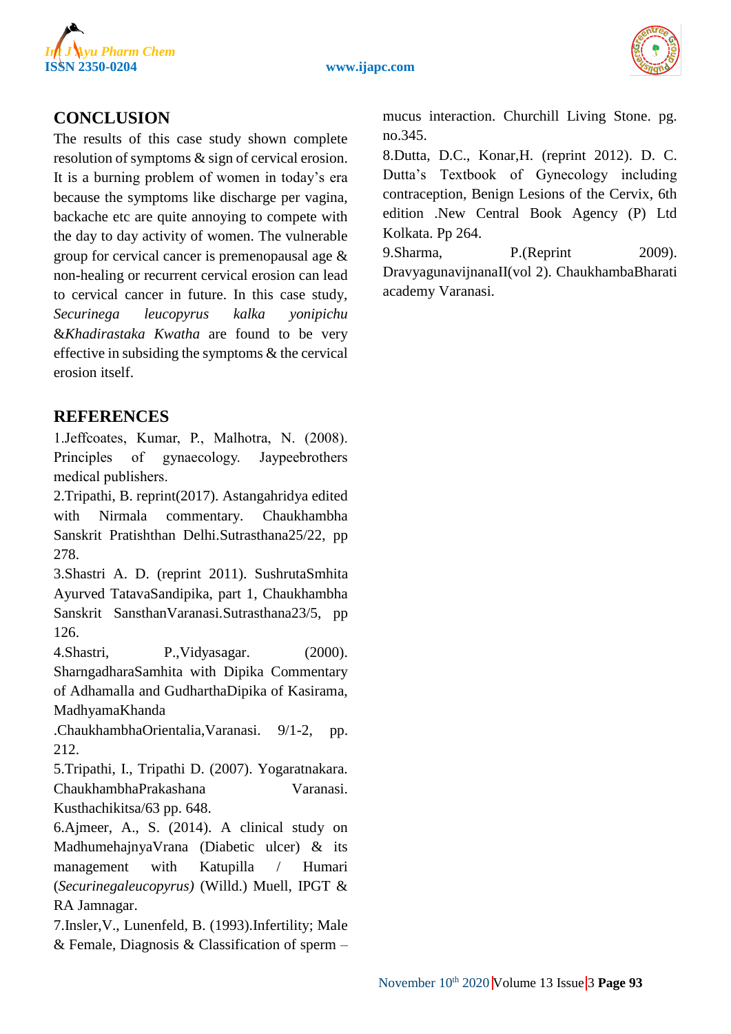## CONCLUSION

The results of this case study shown complete resolution of symptoms & sign of cervical erosion. It is a burning problem of women in today's era because the symptoms like discharge per vagina, backache etc are quite annoying to compete with the day to day activity of women. The vulnerable group for cervical cancer is premenopausal age & non-healing or recurrent cervical erosion can lead to cervical cancer in future. In this case study, *Securinega leucopyrus kalka yonipichu* &*Khadirastaka Kwatha* are found to be very effective in subsiding the symptoms & the cervical erosion itself.

## REFERENCES

1.Jeffcoates, Kumar, P., Malhotra, N. (2008). Principles of gynaecology. Jaypeebrothers medical publishers.

2.Tripathi, B. reprint(2017). Astangahridya edited with Nirmala commentary. Chaukhambha Sanskrit Pratishthan Delhi.Sutrasthana25/22, pp 278.

3.Shastri A. D. (reprint 2011). SushrutaSmhita Ayurved TatavaSandipika, part 1, Chaukhambha Sanskrit SansthanVaranasi.Sutrasthana23/5, pp 126.

4.Shastri, P.,Vidyasagar. (2000). SharngadharaSamhita with Dipika Commentary of Adhamalla and GudharthaDipika of Kasirama, MadhyamaKhanda .ChaukhambhaOrientalia,Varanasi. 9/1-2, pp. 212.

5.Tripathi, I., Tripathi D. (2007). Yogaratnakara. ChaukhambhaPrakashana Varanasi. Kusthachikitsa/63 pp. 648.

6.Ajmeer, A., S. (2014). A clinical study on MadhumehajnyaVrana (Diabetic ulcer) & its management with Katupilla / Humari (*Securinegaleucopyrus)* (Willd.) Muell, IPGT & RA Jamnagar.

7.Insler,V., Lunenfeld, B. (1993).Infertility; Male & Female, Diagnosis & Classification of sperm – mucus interaction. Churchill Living Stone. pg. no.345.

8.Dutta, D.C., Konar,H. (reprint 2012). D. C. Dutta's Textbook of Gynecology including contraception, Benign Lesions of the Cervix, 6th edition .New Central Book Agency (P) Ltd Kolkata. Pp 264.

9.Sharma, P.(Reprint 2009). DravyagunavijnanaII(vol 2). ChaukhambaBharati academy Varanasi.